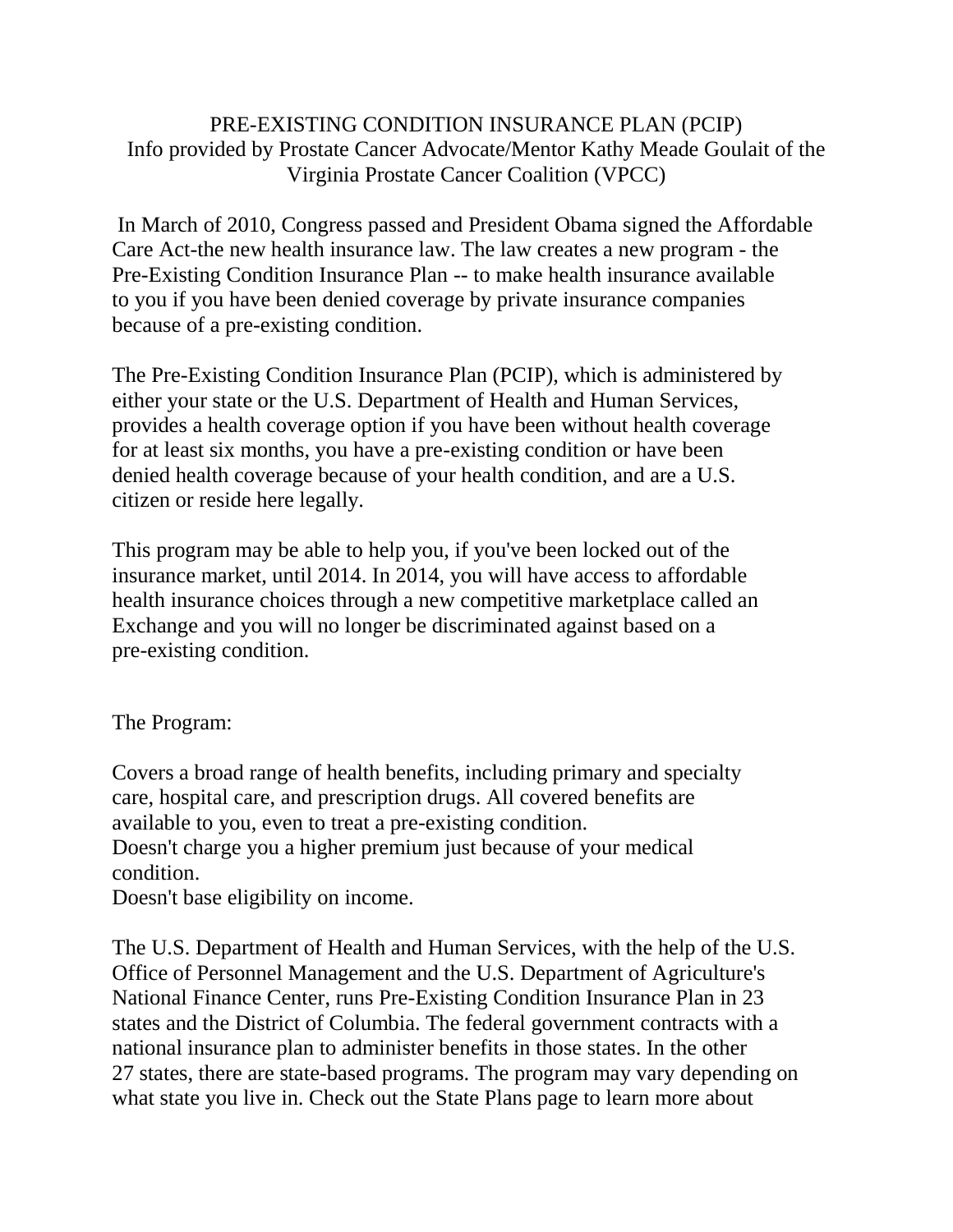# PRE-EXISTING CONDITION INSURANCE PLAN (PCIP)

Info provided by Prostate Cancer Advocate/Mentor Kathy Meade Goulait of the Virginia Prostate Cancer Coalition (VPCC)

In March of 2010, Congress passed and President Obama signed the Affordable Care Act-the new health insurance law. The law creates a new program - the Pre-Existing Condition Insurance Plan -- to make health insurance available to you if you have been denied coverage by private insurance companies because of a pre-existing condition.

The Pre-Existing Condition Insurance Plan (PCIP), which is administered by either your state or the U.S. Department of Health and Human Services, provides a health coverage option if you have been without health coverage for at least six months, you have a pre-existing condition or have been denied health coverage because of your health condition, and are a U.S. citizen or reside here legally.

This program may be able to help you, if you've been locked out of the insurance market, until 2014. In 2014, you will have access to affordable health insurance choices through a new competitive marketplace called an Exchange and you will no longer be discriminated against based on a pre-existing condition.

The Program:

Covers a broad range of health benefits, including primary and specialty care, hospital care, and prescription drugs. All covered benefits are available to you, even to treat a pre-existing condition.
Doesn't charge you a higher premium just because of your medical condition.
Doesn't base eligibility on income.

The U.S. Department of Health and Human Services, with the help of the U.S. Office of Personnel Management and the U.S. Department of Agriculture's National Finance Center, runs Pre-Existing Condition Insurance Plan in 23 states and the District of Columbia. The federal government contracts with a national insurance plan to administer benefits in those states. In the other 27 states, there are state-based programs. The program may vary depending on what state you live in. Check out the State Plans page to learn more about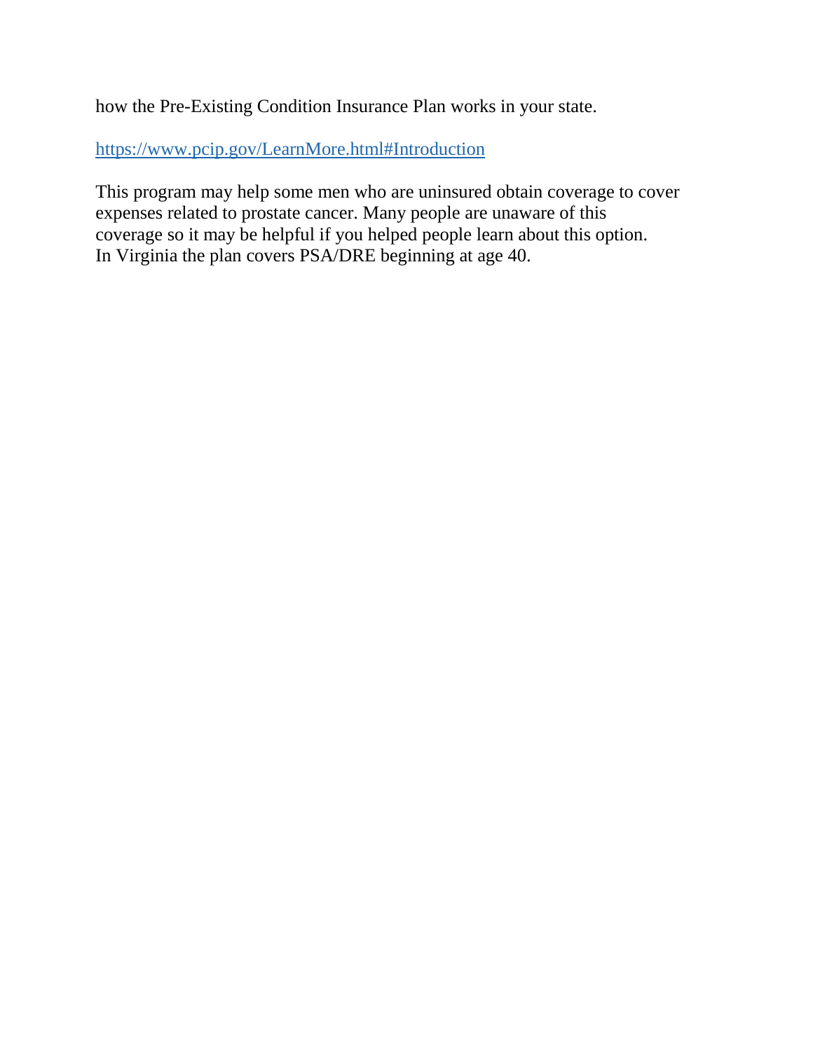how the Pre-Existing Condition Insurance Plan works in your state.

https://www.pcip.gov/LearnMore.html#Introduction

This program may help some men who are uninsured obtain coverage to cover expenses related to prostate cancer. Many people are unaware of this coverage so it may be helpful if you helped people learn about this option. In Virginia the plan covers PSA/DRE beginning at age 40.